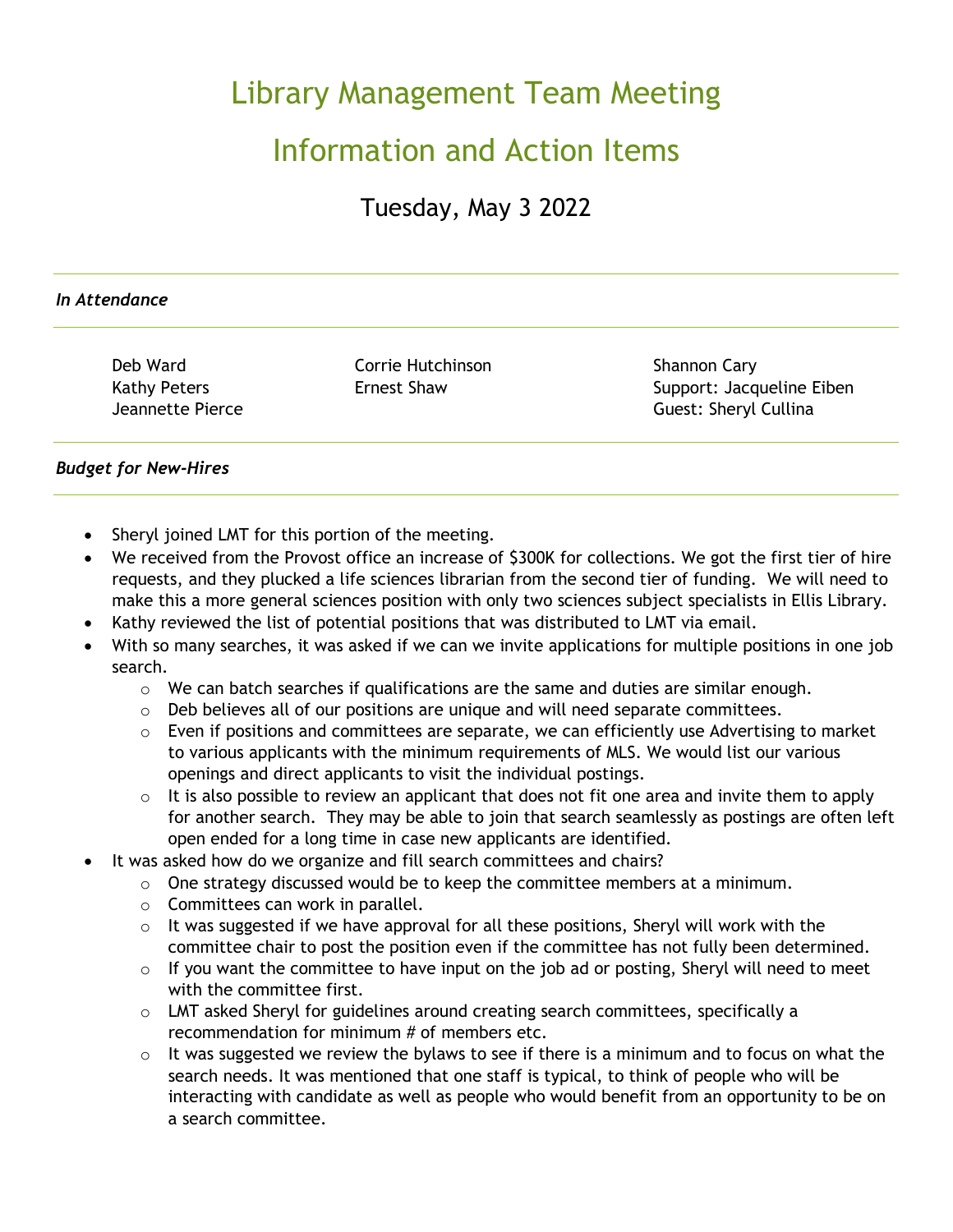# Library Management Team Meeting

# Information and Action Items

## Tuesday, May 3 2022

***In Attendance***

Deb Ward
Kathy Peters
Jeannette Pierce
Corrie Hutchinson
Ernest Shaw
Shannon Cary
Support: Jacqueline Eiben
Guest: Sheryl Cullina

***Budget for New-Hires***

- Sheryl joined LMT for this portion of the meeting.
- We received from the Provost office an increase of $300K for collections. We got the first tier of hire requests, and they plucked a life sciences librarian from the second tier of funding. We will need to make this a more general sciences position with only two sciences subject specialists in Ellis Library.
- Kathy reviewed the list of potential positions that was distributed to LMT via email.
- With so many searches, it was asked if we can we invite applications for multiple positions in one job search.
  - We can batch searches if qualifications are the same and duties are similar enough.
  - Deb believes all of our positions are unique and will need separate committees.
  - Even if positions and committees are separate, we can efficiently use Advertising to market to various applicants with the minimum requirements of MLS. We would list our various openings and direct applicants to visit the individual postings.
  - It is also possible to review an applicant that does not fit one area and invite them to apply for another search. They may be able to join that search seamlessly as postings are often left open ended for a long time in case new applicants are identified.
- It was asked how do we organize and fill search committees and chairs?
  - One strategy discussed would be to keep the committee members at a minimum.
  - Committees can work in parallel.
  - It was suggested if we have approval for all these positions, Sheryl will work with the committee chair to post the position even if the committee has not fully been determined.
  - If you want the committee to have input on the job ad or posting, Sheryl will need to meet with the committee first.
  - LMT asked Sheryl for guidelines around creating search committees, specifically a recommendation for minimum # of members etc.
  - It was suggested we review the bylaws to see if there is a minimum and to focus on what the search needs. It was mentioned that one staff is typical, to think of people who will be interacting with candidate as well as people who would benefit from an opportunity to be on a search committee.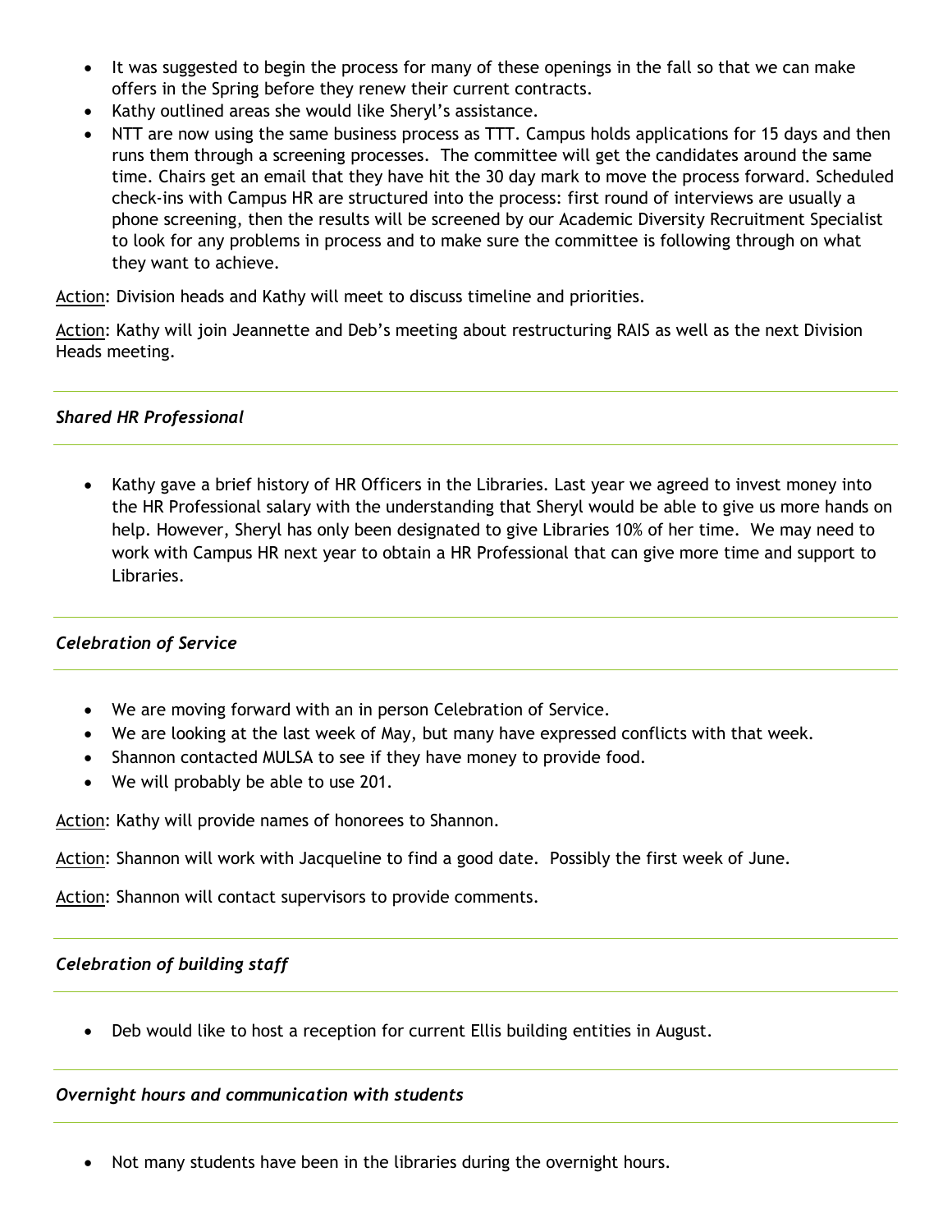- It was suggested to begin the process for many of these openings in the fall so that we can make offers in the Spring before they renew their current contracts.
- Kathy outlined areas she would like Sheryl's assistance.
- NTT are now using the same business process as TTT. Campus holds applications for 15 days and then runs them through a screening processes. The committee will get the candidates around the same time. Chairs get an email that they have hit the 30 day mark to move the process forward. Scheduled check-ins with Campus HR are structured into the process: first round of interviews are usually a phone screening, then the results will be screened by our Academic Diversity Recruitment Specialist to look for any problems in process and to make sure the committee is following through on what they want to achieve.

Action: Division heads and Kathy will meet to discuss timeline and priorities.

Action: Kathy will join Jeannette and Deb's meeting about restructuring RAIS as well as the next Division Heads meeting.

### *Shared HR Professional*

- Kathy gave a brief history of HR Officers in the Libraries. Last year we agreed to invest money into the HR Professional salary with the understanding that Sheryl would be able to give us more hands on help. However, Sheryl has only been designated to give Libraries 10% of her time. We may need to work with Campus HR next year to obtain a HR Professional that can give more time and support to Libraries.

### *Celebration of Service*

- We are moving forward with an in person Celebration of Service.
- We are looking at the last week of May, but many have expressed conflicts with that week.
- Shannon contacted MULSA to see if they have money to provide food.
- We will probably be able to use 201.

Action: Kathy will provide names of honorees to Shannon.

Action: Shannon will work with Jacqueline to find a good date. Possibly the first week of June.

Action: Shannon will contact supervisors to provide comments.

### *Celebration of building staff*

- Deb would like to host a reception for current Ellis building entities in August.

### *Overnight hours and communication with students*

- Not many students have been in the libraries during the overnight hours.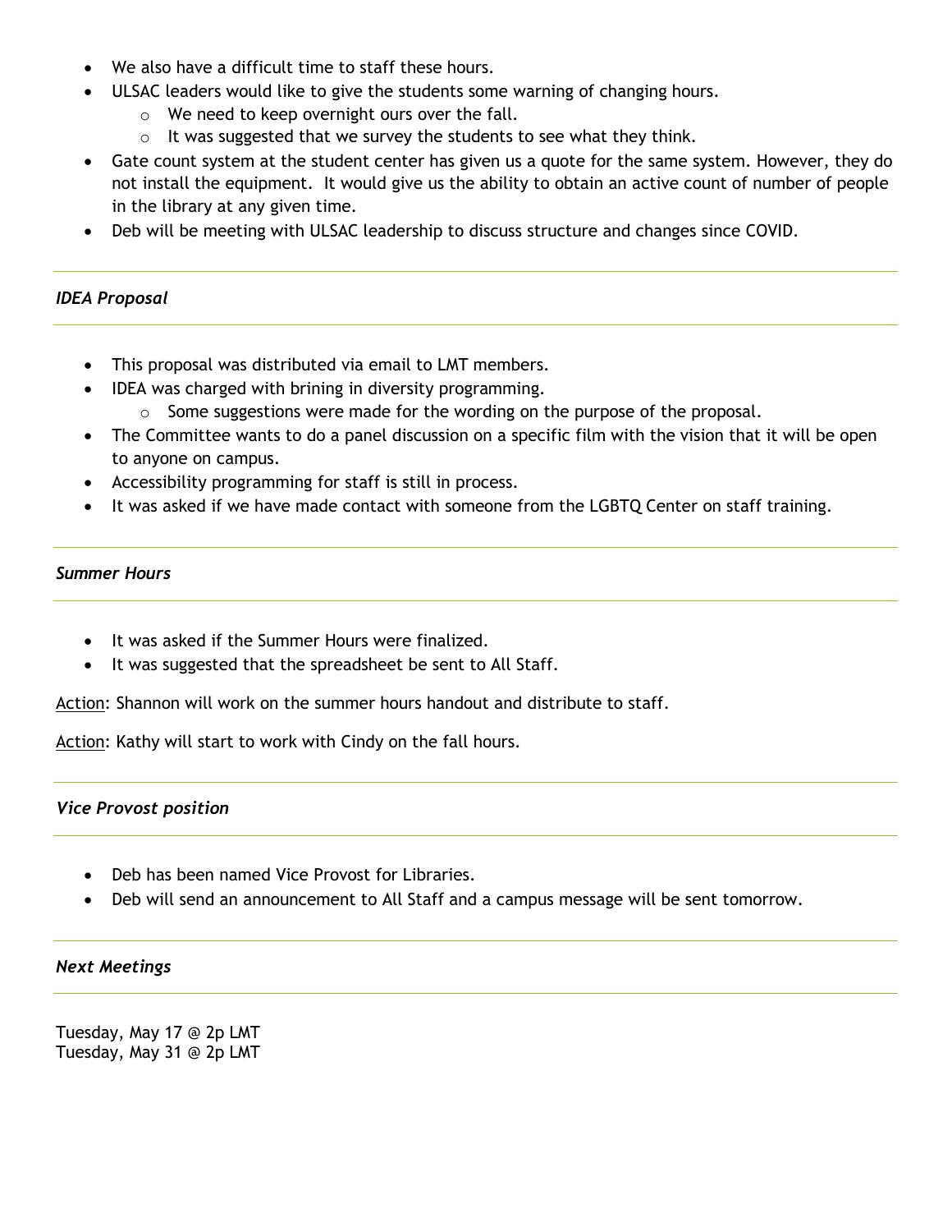- We also have a difficult time to staff these hours.
- ULSAC leaders would like to give the students some warning of changing hours.
    - We need to keep overnight ours over the fall.
    - It was suggested that we survey the students to see what they think.
- Gate count system at the student center has given us a quote for the same system. However, they do not install the equipment. It would give us the ability to obtain an active count of number of people in the library at any given time.
- Deb will be meeting with ULSAC leadership to discuss structure and changes since COVID.

---

### *IDEA Proposal*

---

- This proposal was distributed via email to LMT members.
- IDEA was charged with brining in diversity programming.
    - Some suggestions were made for the wording on the purpose of the proposal.
- The Committee wants to do a panel discussion on a specific film with the vision that it will be open to anyone on campus.
- Accessibility programming for staff is still in process.
- It was asked if we have made contact with someone from the LGBTQ Center on staff training.

---

### *Summer Hours*

---

- It was asked if the Summer Hours were finalized.
- It was suggested that the spreadsheet be sent to All Staff.

Action: Shannon will work on the summer hours handout and distribute to staff.

Action: Kathy will start to work with Cindy on the fall hours.

---

### *Vice Provost position*

---

- Deb has been named Vice Provost for Libraries.
- Deb will send an announcement to All Staff and a campus message will be sent tomorrow.

---

### *Next Meetings*

---

Tuesday, May 17 @ 2p LMT
Tuesday, May 31 @ 2p LMT